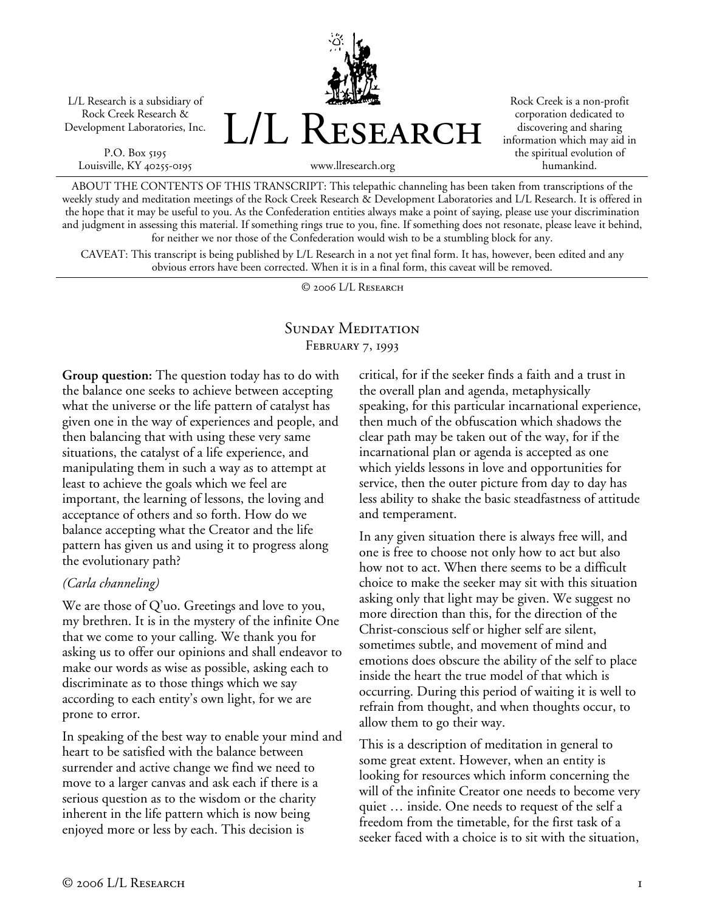L/L Research is a subsidiary of Rock Creek Research & Development Laboratories, Inc.

P.O. Box 5195
Louisville, KY 40255-0195

# L/L Research

www.llresearch.org

Rock Creek is a non-profit corporation dedicated to discovering and sharing information which may aid in the spiritual evolution of humankind.

ABOUT THE CONTENTS OF THIS TRANSCRIPT: This telepathic channeling has been taken from transcriptions of the weekly study and meditation meetings of the Rock Creek Research & Development Laboratories and L/L Research. It is offered in the hope that it may be useful to you. As the Confederation entities always make a point of saying, please use your discrimination and judgment in assessing this material. If something rings true to you, fine. If something does not resonate, please leave it behind, for neither we nor those of the Confederation would wish to be a stumbling block for any.

CAVEAT: This transcript is being published by L/L Research in a not yet final form. It has, however, been edited and any obvious errors have been corrected. When it is in a final form, this caveat will be removed.

© 2006 L/L Research

## Sunday Meditation
### February 7, 1993

**Group question:** The question today has to do with the balance one seeks to achieve between accepting what the universe or the life pattern of catalyst has given one in the way of experiences and people, and then balancing that with using these very same situations, the catalyst of a life experience, and manipulating them in such a way as to attempt at least to achieve the goals which we feel are important, the learning of lessons, the loving and acceptance of others and so forth. How do we balance accepting what the Creator and the life pattern has given us and using it to progress along the evolutionary path?

*(Carla channeling)*

We are those of Q'uo. Greetings and love to you, my brethren. It is in the mystery of the infinite One that we come to your calling. We thank you for asking us to offer our opinions and shall endeavor to make our words as wise as possible, asking each to discriminate as to those things which we say according to each entity's own light, for we are prone to error.

In speaking of the best way to enable your mind and heart to be satisfied with the balance between surrender and active change we find we need to move to a larger canvas and ask each if there is a serious question as to the wisdom or the charity inherent in the life pattern which is now being enjoyed more or less by each. This decision is critical, for if the seeker finds a faith and a trust in the overall plan and agenda, metaphysically speaking, for this particular incarnational experience, then much of the obfuscation which shadows the clear path may be taken out of the way, for if the incarnational plan or agenda is accepted as one which yields lessons in love and opportunities for service, then the outer picture from day to day has less ability to shake the basic steadfastness of attitude and temperament.

In any given situation there is always free will, and one is free to choose not only how to act but also how not to act. When there seems to be a difficult choice to make the seeker may sit with this situation asking only that light may be given. We suggest no more direction than this, for the direction of the Christ-conscious self or higher self are silent, sometimes subtle, and movement of mind and emotions does obscure the ability of the self to place inside the heart the true model of that which is occurring. During this period of waiting it is well to refrain from thought, and when thoughts occur, to allow them to go their way.

This is a description of meditation in general to some great extent. However, when an entity is looking for resources which inform concerning the will of the infinite Creator one needs to become very quiet … inside. One needs to request of the self a freedom from the timetable, for the first task of a seeker faced with a choice is to sit with the situation,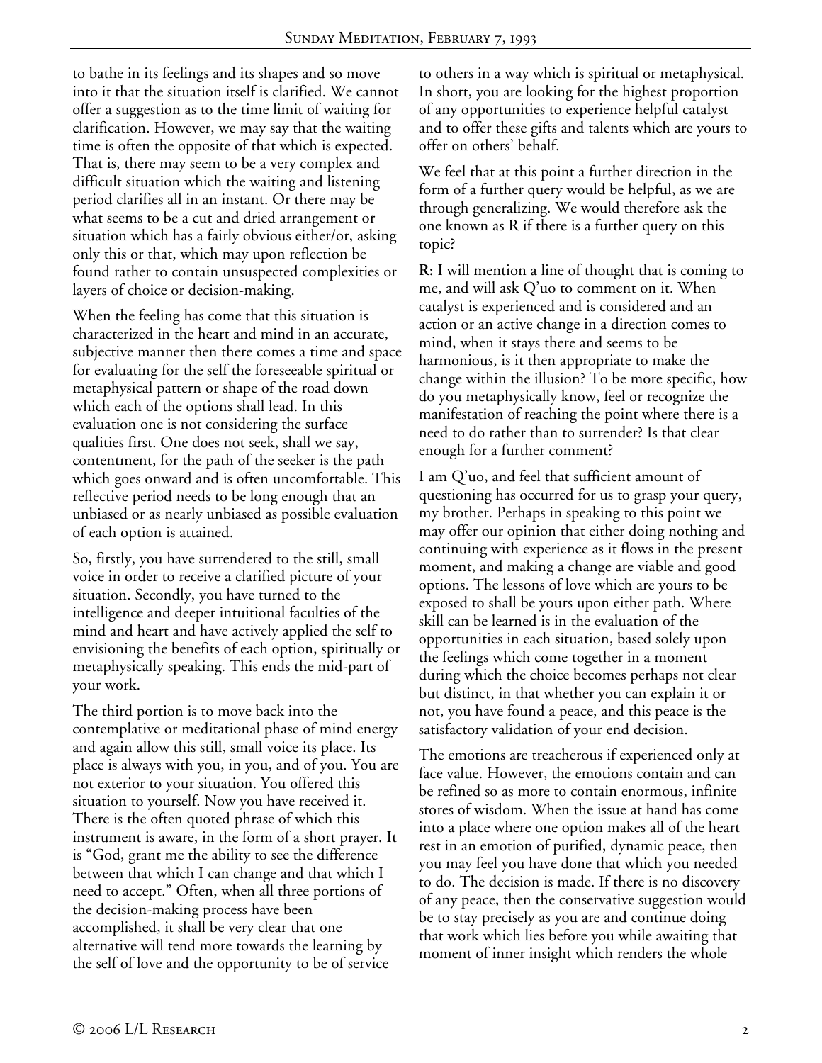to bathe in its feelings and its shapes and so move into it that the situation itself is clarified. We cannot offer a suggestion as to the time limit of waiting for clarification. However, we may say that the waiting time is often the opposite of that which is expected. That is, there may seem to be a very complex and difficult situation which the waiting and listening period clarifies all in an instant. Or there may be what seems to be a cut and dried arrangement or situation which has a fairly obvious either/or, asking only this or that, which may upon reflection be found rather to contain unsuspected complexities or layers of choice or decision-making.

When the feeling has come that this situation is characterized in the heart and mind in an accurate, subjective manner then there comes a time and space for evaluating for the self the foreseeable spiritual or metaphysical pattern or shape of the road down which each of the options shall lead. In this evaluation one is not considering the surface qualities first. One does not seek, shall we say, contentment, for the path of the seeker is the path which goes onward and is often uncomfortable. This reflective period needs to be long enough that an unbiased or as nearly unbiased as possible evaluation of each option is attained.

So, firstly, you have surrendered to the still, small voice in order to receive a clarified picture of your situation. Secondly, you have turned to the intelligence and deeper intuitional faculties of the mind and heart and have actively applied the self to envisioning the benefits of each option, spiritually or metaphysically speaking. This ends the mid-part of your work.

The third portion is to move back into the contemplative or meditational phase of mind energy and again allow this still, small voice its place. Its place is always with you, in you, and of you. You are not exterior to your situation. You offered this situation to yourself. Now you have received it. There is the often quoted phrase of which this instrument is aware, in the form of a short prayer. It is "God, grant me the ability to see the difference between that which I can change and that which I need to accept." Often, when all three portions of the decision-making process have been accomplished, it shall be very clear that one alternative will tend more towards the learning by the self of love and the opportunity to be of service to others in a way which is spiritual or metaphysical. In short, you are looking for the highest proportion of any opportunities to experience helpful catalyst and to offer these gifts and talents which are yours to offer on others' behalf.

We feel that at this point a further direction in the form of a further query would be helpful, as we are through generalizing. We would therefore ask the one known as R if there is a further query on this topic?

**R:** I will mention a line of thought that is coming to me, and will ask Q'uo to comment on it. When catalyst is experienced and is considered and an action or an active change in a direction comes to mind, when it stays there and seems to be harmonious, is it then appropriate to make the change within the illusion? To be more specific, how do you metaphysically know, feel or recognize the manifestation of reaching the point where there is a need to do rather than to surrender? Is that clear enough for a further comment?

I am Q'uo, and feel that sufficient amount of questioning has occurred for us to grasp your query, my brother. Perhaps in speaking to this point we may offer our opinion that either doing nothing and continuing with experience as it flows in the present moment, and making a change are viable and good options. The lessons of love which are yours to be exposed to shall be yours upon either path. Where skill can be learned is in the evaluation of the opportunities in each situation, based solely upon the feelings which come together in a moment during which the choice becomes perhaps not clear but distinct, in that whether you can explain it or not, you have found a peace, and this peace is the satisfactory validation of your end decision.

The emotions are treacherous if experienced only at face value. However, the emotions contain and can be refined so as more to contain enormous, infinite stores of wisdom. When the issue at hand has come into a place where one option makes all of the heart rest in an emotion of purified, dynamic peace, then you may feel you have done that which you needed to do. The decision is made. If there is no discovery of any peace, then the conservative suggestion would be to stay precisely as you are and continue doing that work which lies before you while awaiting that moment of inner insight which renders the whole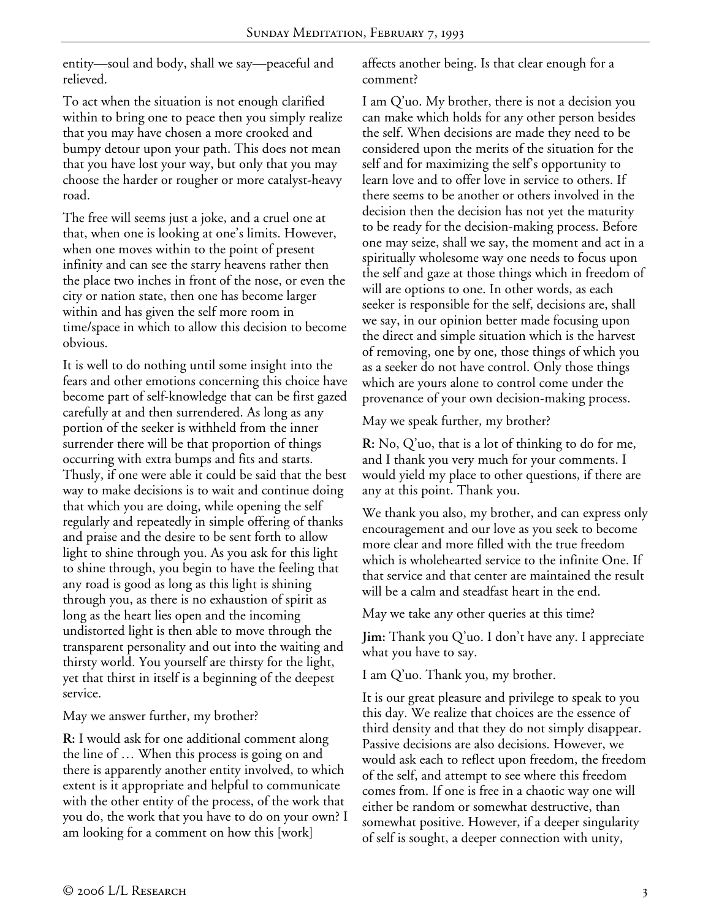entity—soul and body, shall we say—peaceful and relieved.

To act when the situation is not enough clarified within to bring one to peace then you simply realize that you may have chosen a more crooked and bumpy detour upon your path. This does not mean that you have lost your way, but only that you may choose the harder or rougher or more catalyst-heavy road.

The free will seems just a joke, and a cruel one at that, when one is looking at one's limits. However, when one moves within to the point of present infinity and can see the starry heavens rather then the place two inches in front of the nose, or even the city or nation state, then one has become larger within and has given the self more room in time/space in which to allow this decision to become obvious.

It is well to do nothing until some insight into the fears and other emotions concerning this choice have become part of self-knowledge that can be first gazed carefully at and then surrendered. As long as any portion of the seeker is withheld from the inner surrender there will be that proportion of things occurring with extra bumps and fits and starts. Thusly, if one were able it could be said that the best way to make decisions is to wait and continue doing that which you are doing, while opening the self regularly and repeatedly in simple offering of thanks and praise and the desire to be sent forth to allow light to shine through you. As you ask for this light to shine through, you begin to have the feeling that any road is good as long as this light is shining through you, as there is no exhaustion of spirit as long as the heart lies open and the incoming undistorted light is then able to move through the transparent personality and out into the waiting and thirsty world. You yourself are thirsty for the light, yet that thirst in itself is a beginning of the deepest service.

May we answer further, my brother?

**R:** I would ask for one additional comment along the line of … When this process is going on and there is apparently another entity involved, to which extent is it appropriate and helpful to communicate with the other entity of the process, of the work that you do, the work that you have to do on your own? I am looking for a comment on how this [work] affects another being. Is that clear enough for a comment?

I am Q'uo. My brother, there is not a decision you can make which holds for any other person besides the self. When decisions are made they need to be considered upon the merits of the situation for the self and for maximizing the self's opportunity to learn love and to offer love in service to others. If there seems to be another or others involved in the decision then the decision has not yet the maturity to be ready for the decision-making process. Before one may seize, shall we say, the moment and act in a spiritually wholesome way one needs to focus upon the self and gaze at those things which in freedom of will are options to one. In other words, as each seeker is responsible for the self, decisions are, shall we say, in our opinion better made focusing upon the direct and simple situation which is the harvest of removing, one by one, those things of which you as a seeker do not have control. Only those things which are yours alone to control come under the provenance of your own decision-making process.

May we speak further, my brother?

**R:** No, Q'uo, that is a lot of thinking to do for me, and I thank you very much for your comments. I would yield my place to other questions, if there are any at this point. Thank you.

We thank you also, my brother, and can express only encouragement and our love as you seek to become more clear and more filled with the true freedom which is wholehearted service to the infinite One. If that service and that center are maintained the result will be a calm and steadfast heart in the end.

May we take any other queries at this time?

**Jim:** Thank you Q'uo. I don't have any. I appreciate what you have to say.

I am Q'uo. Thank you, my brother.

It is our great pleasure and privilege to speak to you this day. We realize that choices are the essence of third density and that they do not simply disappear. Passive decisions are also decisions. However, we would ask each to reflect upon freedom, the freedom of the self, and attempt to see where this freedom comes from. If one is free in a chaotic way one will either be random or somewhat destructive, than somewhat positive. However, if a deeper singularity of self is sought, a deeper connection with unity,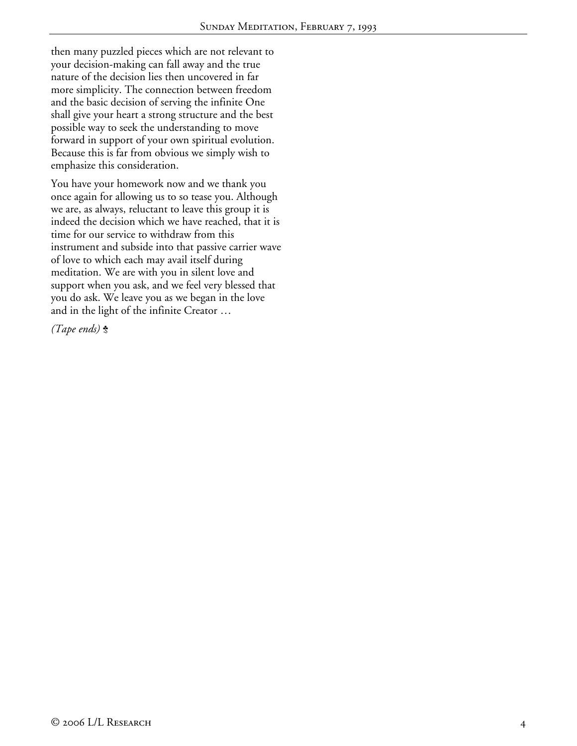then many puzzled pieces which are not relevant to your decision-making can fall away and the true nature of the decision lies then uncovered in far more simplicity. The connection between freedom and the basic decision of serving the infinite One shall give your heart a strong structure and the best possible way to seek the understanding to move forward in support of your own spiritual evolution. Because this is far from obvious we simply wish to emphasize this consideration.

You have your homework now and we thank you once again for allowing us to so tease you. Although we are, as always, reluctant to leave this group it is indeed the decision which we have reached, that it is time for our service to withdraw from this instrument and subside into that passive carrier wave of love to which each may avail itself during meditation. We are with you in silent love and support when you ask, and we feel very blessed that you do ask. We leave you as we began in the love and in the light of the infinite Creator …

*(Tape ends)*